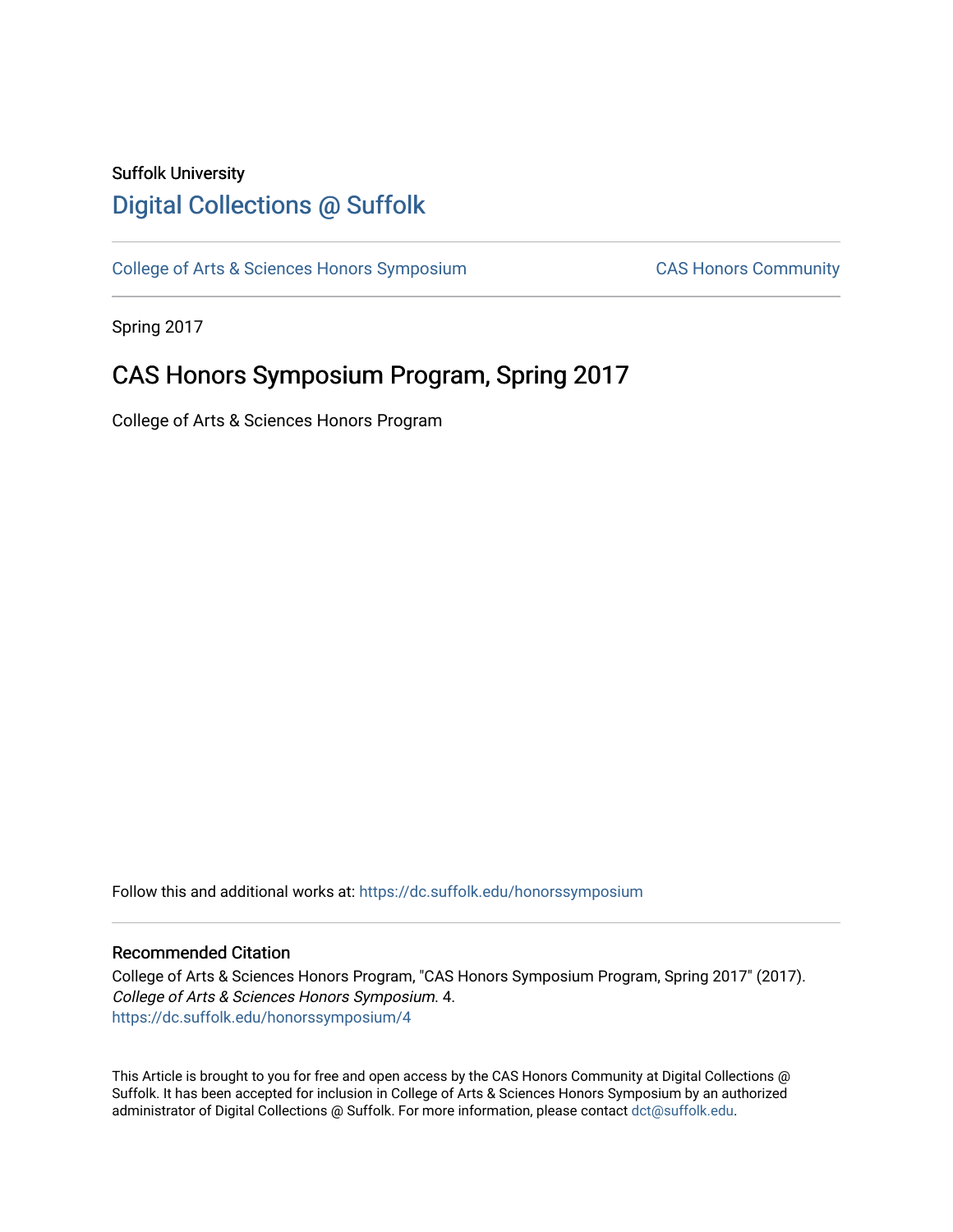Suffolk University

# Digital Collections @ Suffolk

College of Arts & Sciences Honors Symposium

CAS Honors Community

Spring 2017

## CAS Honors Symposium Program, Spring 2017

College of Arts & Sciences Honors Program

Follow this and additional works at: https://dc.suffolk.edu/honorssymposium

### Recommended Citation

College of Arts & Sciences Honors Program, "CAS Honors Symposium Program, Spring 2017" (2017). *College of Arts & Sciences Honors Symposium*. 4.
https://dc.suffolk.edu/honorssymposium/4

This Article is brought to you for free and open access by the CAS Honors Community at Digital Collections @ Suffolk. It has been accepted for inclusion in College of Arts & Sciences Honors Symposium by an authorized administrator of Digital Collections @ Suffolk. For more information, please contact dct@suffolk.edu.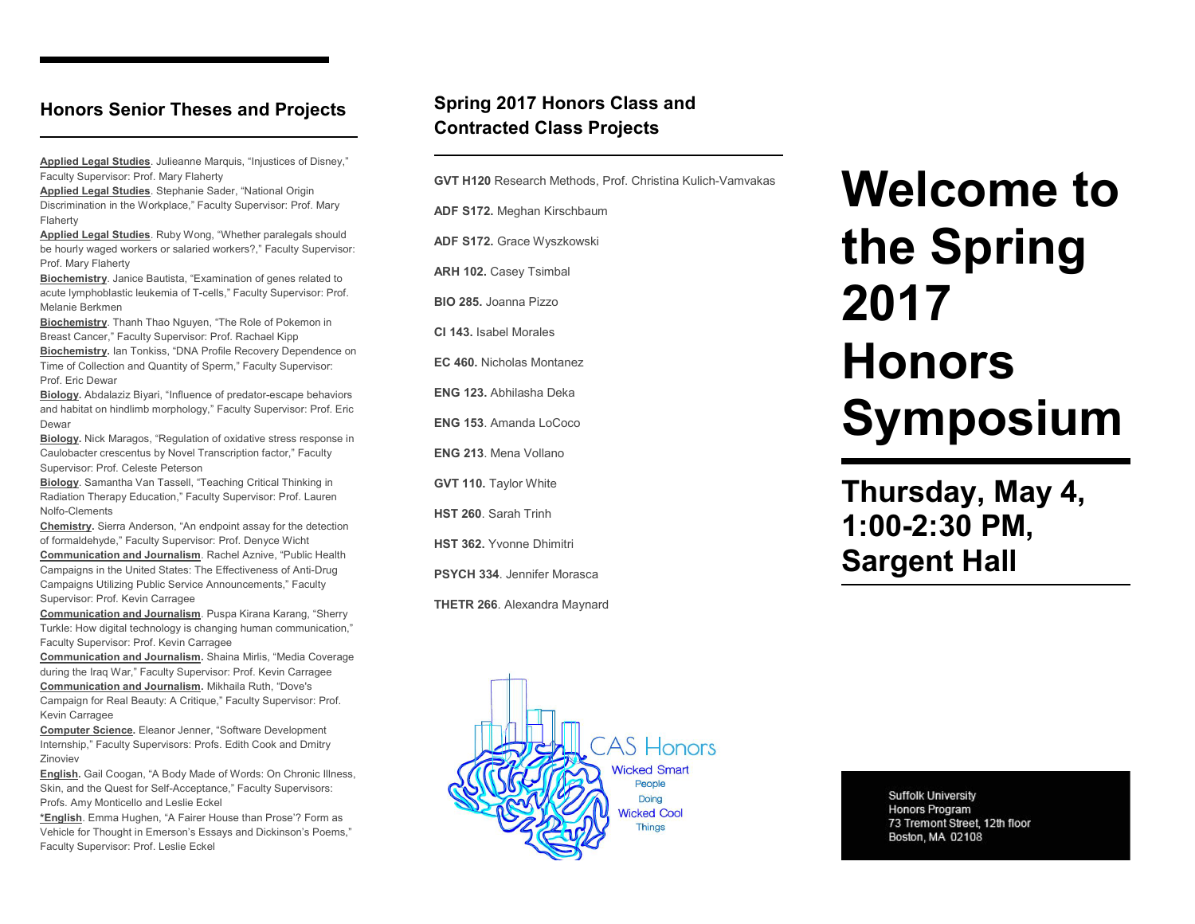## Honors Senior Theses and Projects

**Applied Legal Studies**. Julieanne Marquis, "Injustices of Disney," Faculty Supervisor: Prof. Mary Flaherty

**Applied Legal Studies**. Stephanie Sader, "National Origin Discrimination in the Workplace," Faculty Supervisor: Prof. Mary Flaherty

**Applied Legal Studies**. Ruby Wong, "Whether paralegals should be hourly waged workers or salaried workers?," Faculty Supervisor: Prof. Mary Flaherty

**Biochemistry**. Janice Bautista, "Examination of genes related to acute lymphoblastic leukemia of T-cells," Faculty Supervisor: Prof. Melanie Berkmen

**Biochemistry**. Thanh Thao Nguyen, "The Role of Pokemon in Breast Cancer," Faculty Supervisor: Prof. Rachael Kipp

**Biochemistry.** Ian Tonkiss, "DNA Profile Recovery Dependence on Time of Collection and Quantity of Sperm," Faculty Supervisor: Prof. Eric Dewar

**Biology.** Abdalaziz Biyari, "Influence of predator-escape behaviors and habitat on hindlimb morphology," Faculty Supervisor: Prof. Eric Dewar

**Biology.** Nick Maragos, "Regulation of oxidative stress response in Caulobacter crescentus by Novel Transcription factor," Faculty Supervisor: Prof. Celeste Peterson

**Biology**. Samantha Van Tassell, "Teaching Critical Thinking in Radiation Therapy Education," Faculty Supervisor: Prof. Lauren Nolfo-Clements

**Chemistry.** Sierra Anderson, "An endpoint assay for the detection of formaldehyde," Faculty Supervisor: Prof. Denyce Wicht

**Communication and Journalism**. Rachel Aznive, "Public Health Campaigns in the United States: The Effectiveness of Anti-Drug Campaigns Utilizing Public Service Announcements," Faculty Supervisor: Prof. Kevin Carragee

**Communication and Journalism**. Puspa Kirana Karang, "Sherry Turkle: How digital technology is changing human communication," Faculty Supervisor: Prof. Kevin Carragee

**Communication and Journalism.** Shaina Mirlis, "Media Coverage during the Iraq War," Faculty Supervisor: Prof. Kevin Carragee

**Communication and Journalism.** Mikhaila Ruth, "Dove's Campaign for Real Beauty: A Critique," Faculty Supervisor: Prof. Kevin Carragee

**Computer Science.** Eleanor Jenner, "Software Development Internship," Faculty Supervisors: Profs. Edith Cook and Dmitry Zinoviev

**English.** Gail Coogan, "A Body Made of Words: On Chronic Illness, Skin, and the Quest for Self-Acceptance," Faculty Supervisors: Profs. Amy Monticello and Leslie Eckel

**\*English**. Emma Hughen, "A Fairer House than Prose'? Form as Vehicle for Thought in Emerson's Essays and Dickinson's Poems," Faculty Supervisor: Prof. Leslie Eckel

## Spring 2017 Honors Class and Contracted Class Projects

**GVT H120** Research Methods, Prof. Christina Kulich-Vamvakas

**ADF S172.** Meghan Kirschbaum

**ADF S172.** Grace Wyszkowski

**ARH 102.** Casey Tsimbal

**BIO 285.** Joanna Pizzo

**CI 143.** Isabel Morales

**EC 460.** Nicholas Montanez

**ENG 123.** Abhilasha Deka

**ENG 153**. Amanda LoCoco

**ENG 213**. Mena Vollano

**GVT 110.** Taylor White

**HST 260**. Sarah Trinh

**HST 362.** Yvonne Dhimitri

**PSYCH 334**. Jennifer Morasca

**THETR 266**. Alexandra Maynard

CAS Honors
Wicked Smart People Doing Wicked Cool Things

# Welcome to the Spring 2017 Honors Symposium

## Thursday, May 4, 1:00-2:30 PM, Sargent Hall

Suffolk University
Honors Program
73 Tremont Street, 12th floor
Boston, MA 02108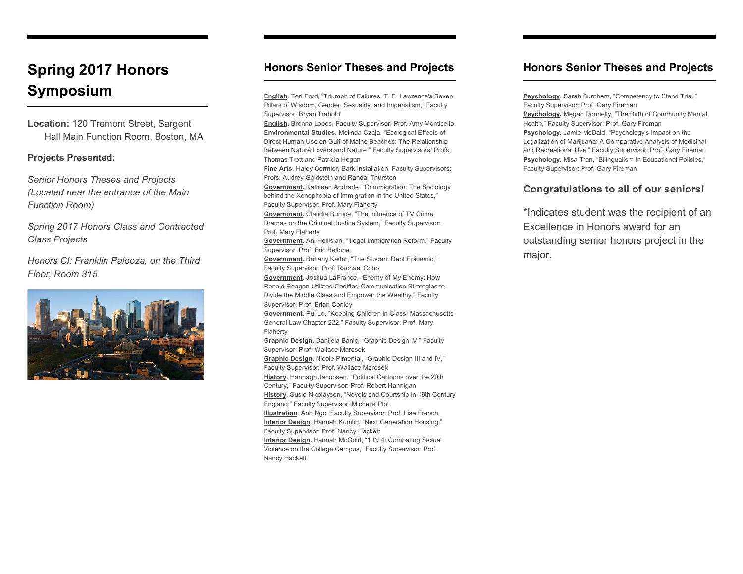# Spring 2017 Honors Symposium

**Location:** 120 Tremont Street, Sargent Hall Main Function Room, Boston, MA

**Projects Presented:**

*Senior Honors Theses and Projects (Located near the entrance of the Main Function Room)*

*Spring 2017 Honors Class and Contracted Class Projects*

*Honors CI: Franklin Palooza, on the Third Floor, Room 315*

## Honors Senior Theses and Projects

**English**. Tori Ford, "Triumph of Failures: T. E. Lawrence's Seven Pillars of Wisdom, Gender, Sexuality, and Imperialism," Faculty Supervisor: Bryan Trabold
**English**. Brenna Lopes, Faculty Supervisor: Prof. Amy Monticello
**Environmental Studies**. Melinda Czaja, "Ecological Effects of Direct Human Use on Gulf of Maine Beaches: The Relationship Between Nature Lovers and Nature," Faculty Supervisors: Profs. Thomas Trott and Patricia Hogan
**Fine Arts**. Haley Cormier, Bark Installation, Faculty Supervisors: Profs. Audrey Goldstein and Randal Thurston
**Government.** Kathleen Andrade, "Crimmigration: The Sociology behind the Xenophobia of Immigration in the United States," Faculty Supervisor: Prof. Mary Flaherty
**Government.** Claudia Buruca, "The Influence of TV Crime Dramas on the Criminal Justice System," Faculty Supervisor: Prof. Mary Flaherty
**Government.** Ani Hollisian, "Illegal Immigration Reform," Faculty Supervisor: Prof. Eric Bellone
**Government.** Brittany Kaiter, "The Student Debt Epidemic," Faculty Supervisor: Prof. Rachael Cobb
**Government.** Joshua LaFrance, "Enemy of My Enemy: How Ronald Reagan Utilized Codified Communication Strategies to Divide the Middle Class and Empower the Wealthy," Faculty Supervisor: Prof. Brian Conley
**Government.** Pui Lo, "Keeping Children in Class: Massachusetts General Law Chapter 222," Faculty Supervisor: Prof. Mary Flaherty
**Graphic Design.** Danijela Banic, "Graphic Design IV," Faculty Supervisor: Prof. Wallace Marosek
**Graphic Design.** Nicole Pimental, "Graphic Design III and IV," Faculty Supervisor: Prof. Wallace Marosek
**History.** Hannagh Jacobsen, "Political Cartoons over the 20th Century," Faculty Supervisor: Prof. Robert Hannigan
**History**. Susie Nicolaysen, "Novels and Courtship in 19th Century England," Faculty Supervisor: Michelle Plot
**Illustration**. Anh Ngo. Faculty Supervisor: Prof. Lisa French
**Interior Design**. Hannah Kumlin, "Next Generation Housing," Faculty Supervisor: Prof. Nancy Hackett
**Interior Design.** Hannah McGuirl, "1 IN 4: Combating Sexual Violence on the College Campus," Faculty Supervisor: Prof. Nancy Hackett

## Honors Senior Theses and Projects

**Psychology**. Sarah Burnham, "Competency to Stand Trial," Faculty Supervisor: Prof. Gary Fireman
**Psychology.** Megan Donnelly, "The Birth of Community Mental Health," Faculty Supervisor: Prof. Gary Fireman
**Psychology.** Jamie McDaid, "Psychology's Impact on the Legalization of Marijuana: A Comparative Analysis of Medicinal and Recreational Use," Faculty Supervisor: Prof. Gary Fireman
**Psychology.** Misa Tran, "Bilingualism In Educational Policies," Faculty Supervisor: Prof. Gary Fireman

### Congratulations to all of our seniors!

*Indicates student was the recipient of an Excellence in Honors award for an outstanding senior honors project in the major.